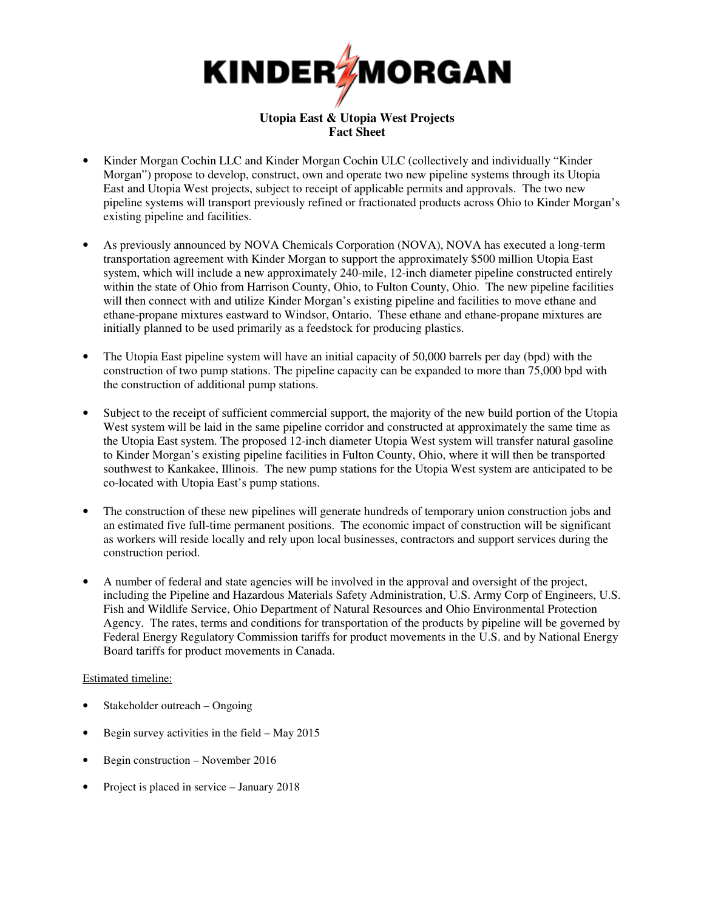# KINDER MORGAN

## Utopia East & Utopia West Projects
## Fact Sheet

- Kinder Morgan Cochin LLC and Kinder Morgan Cochin ULC (collectively and individually "Kinder Morgan") propose to develop, construct, own and operate two new pipeline systems through its Utopia East and Utopia West projects, subject to receipt of applicable permits and approvals. The two new pipeline systems will transport previously refined or fractionated products across Ohio to Kinder Morgan's existing pipeline and facilities.

- As previously announced by NOVA Chemicals Corporation (NOVA), NOVA has executed a long-term transportation agreement with Kinder Morgan to support the approximately $500 million Utopia East system, which will include a new approximately 240-mile, 12-inch diameter pipeline constructed entirely within the state of Ohio from Harrison County, Ohio, to Fulton County, Ohio. The new pipeline facilities will then connect with and utilize Kinder Morgan's existing pipeline and facilities to move ethane and ethane-propane mixtures eastward to Windsor, Ontario. These ethane and ethane-propane mixtures are initially planned to be used primarily as a feedstock for producing plastics.

- The Utopia East pipeline system will have an initial capacity of 50,000 barrels per day (bpd) with the construction of two pump stations. The pipeline capacity can be expanded to more than 75,000 bpd with the construction of additional pump stations.

- Subject to the receipt of sufficient commercial support, the majority of the new build portion of the Utopia West system will be laid in the same pipeline corridor and constructed at approximately the same time as the Utopia East system. The proposed 12-inch diameter Utopia West system will transfer natural gasoline to Kinder Morgan's existing pipeline facilities in Fulton County, Ohio, where it will then be transported southwest to Kankakee, Illinois. The new pump stations for the Utopia West system are anticipated to be co-located with Utopia East's pump stations.

- The construction of these new pipelines will generate hundreds of temporary union construction jobs and an estimated five full-time permanent positions. The economic impact of construction will be significant as workers will reside locally and rely upon local businesses, contractors and support services during the construction period.

- A number of federal and state agencies will be involved in the approval and oversight of the project, including the Pipeline and Hazardous Materials Safety Administration, U.S. Army Corp of Engineers, U.S. Fish and Wildlife Service, Ohio Department of Natural Resources and Ohio Environmental Protection Agency. The rates, terms and conditions for transportation of the products by pipeline will be governed by Federal Energy Regulatory Commission tariffs for product movements in the U.S. and by National Energy Board tariffs for product movements in Canada.

Estimated timeline:

- Stakeholder outreach – Ongoing
- Begin survey activities in the field – May 2015
- Begin construction – November 2016
- Project is placed in service – January 2018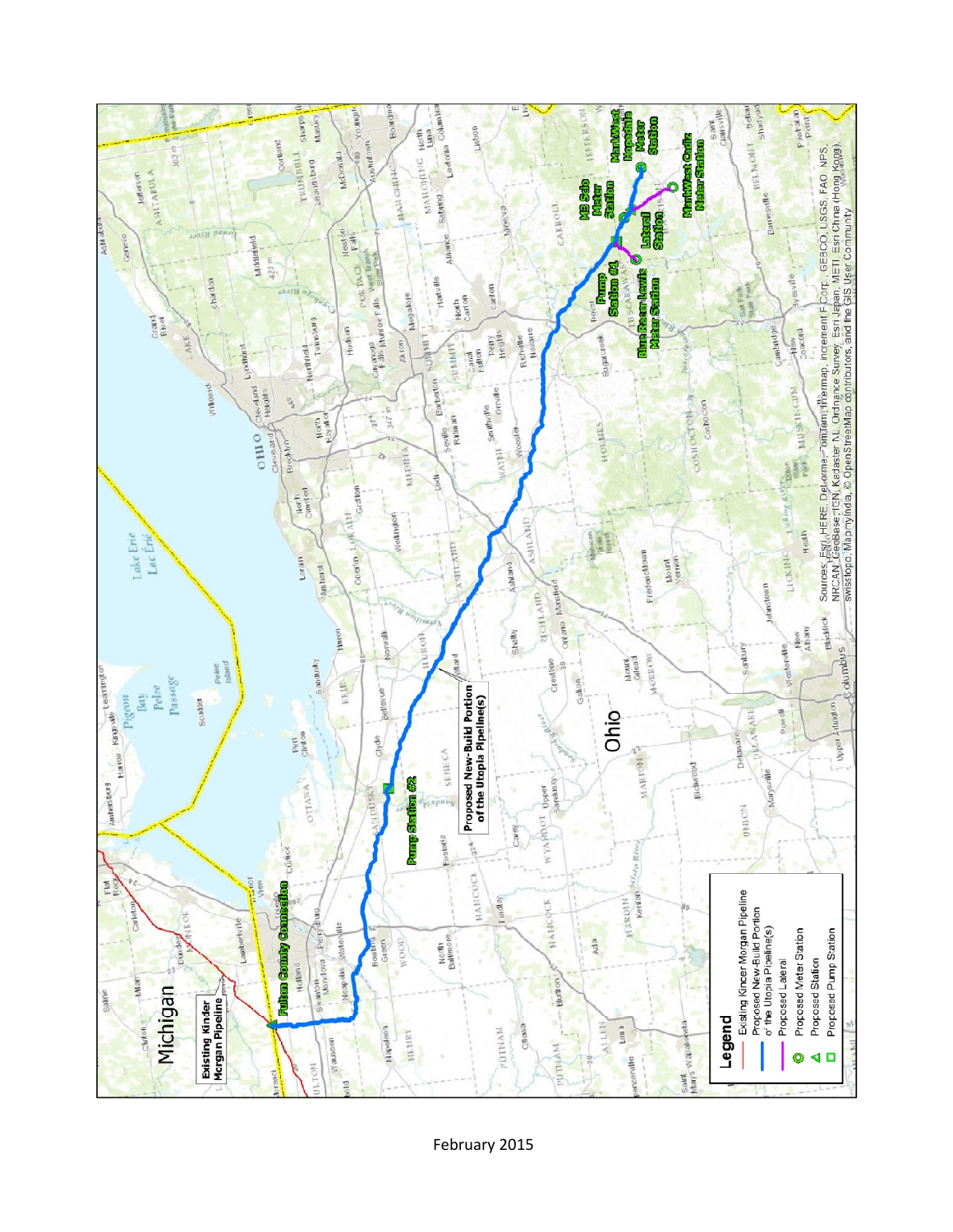Michigan

Existing Kinder Morgan Pipeline

Fulton County Connection

Pump Station #2

Proposed New-Build Portion of the Utopia Pipeline(s)

Ohio

Pump Station #1

Blue Racer Lewis Meter Station

Lateral Station

M3 Scio Meter Station

MarkWest Hopedale Meter Station

MarkWest Cadiz Meter Station

Legend

Existing Kincer Morgan Pipeline

Proposed New-Build Portion of the Utopia Pipeline(s)

Proposed Lateral

Proposed Meter Station

Proposed Station

Proposed Pump Station

Sources: Esri, HERE, DeLorme, TomTom, Intermap, increment P Corp., GEBCO, USGS, FAO, NPS, NRCAN, GeoBase, IGN, Kadaster NL, Ordnance Survey, Esri Japan, METI, Esri China (Hong Kong), swisstopo, MapmyIndia, © OpenStreetMap contributors, and the GIS User Community

February 2015